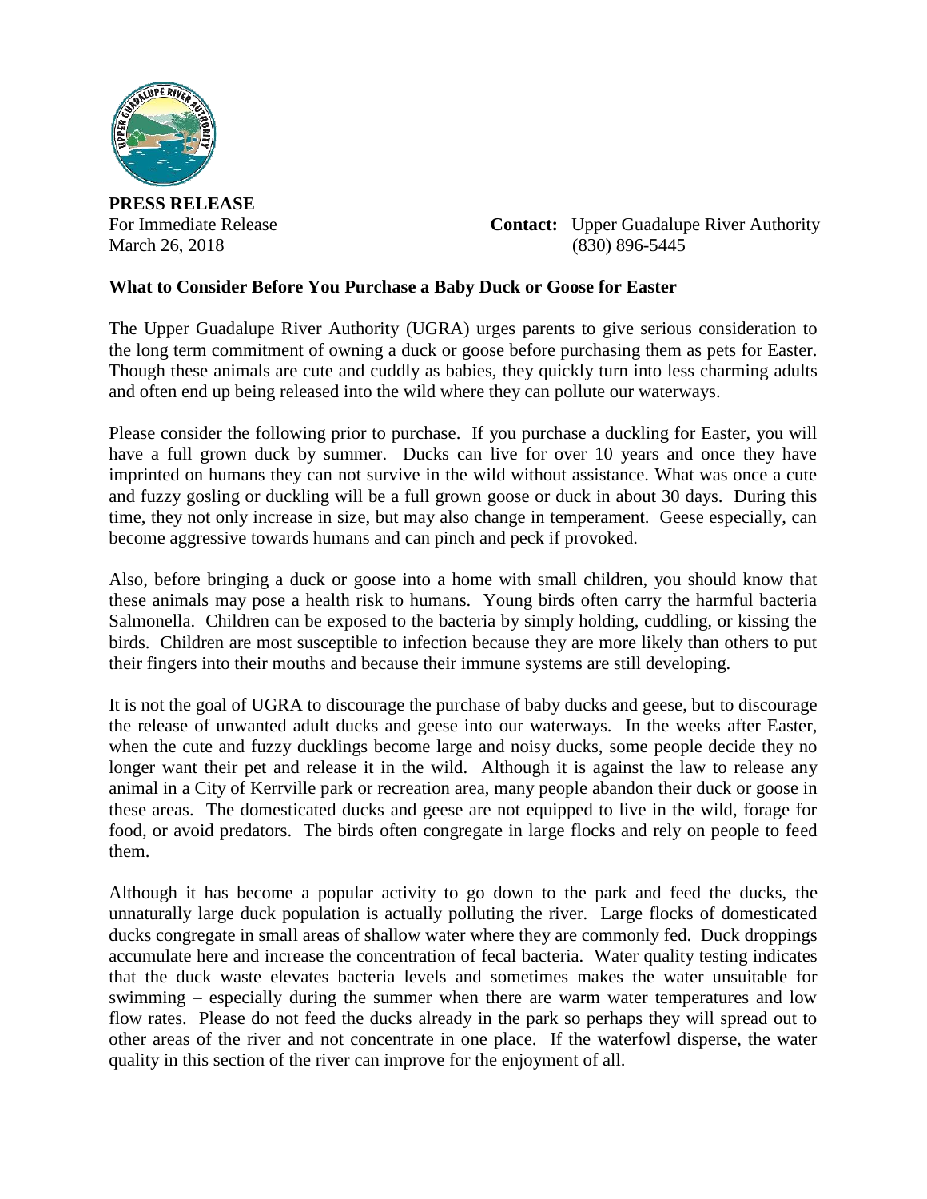**PRESS RELEASE**

For Immediate Release
March 26, 2018

**Contact:** Upper Guadalupe River Authority
(830) 896-5445

**What to Consider Before You Purchase a Baby Duck or Goose for Easter**

The Upper Guadalupe River Authority (UGRA) urges parents to give serious consideration to the long term commitment of owning a duck or goose before purchasing them as pets for Easter. Though these animals are cute and cuddly as babies, they quickly turn into less charming adults and often end up being released into the wild where they can pollute our waterways.

Please consider the following prior to purchase. If you purchase a duckling for Easter, you will have a full grown duck by summer. Ducks can live for over 10 years and once they have imprinted on humans they can not survive in the wild without assistance. What was once a cute and fuzzy gosling or duckling will be a full grown goose or duck in about 30 days. During this time, they not only increase in size, but may also change in temperament. Geese especially, can become aggressive towards humans and can pinch and peck if provoked.

Also, before bringing a duck or goose into a home with small children, you should know that these animals may pose a health risk to humans. Young birds often carry the harmful bacteria Salmonella. Children can be exposed to the bacteria by simply holding, cuddling, or kissing the birds. Children are most susceptible to infection because they are more likely than others to put their fingers into their mouths and because their immune systems are still developing.

It is not the goal of UGRA to discourage the purchase of baby ducks and geese, but to discourage the release of unwanted adult ducks and geese into our waterways. In the weeks after Easter, when the cute and fuzzy ducklings become large and noisy ducks, some people decide they no longer want their pet and release it in the wild. Although it is against the law to release any animal in a City of Kerrville park or recreation area, many people abandon their duck or goose in these areas. The domesticated ducks and geese are not equipped to live in the wild, forage for food, or avoid predators. The birds often congregate in large flocks and rely on people to feed them.

Although it has become a popular activity to go down to the park and feed the ducks, the unnaturally large duck population is actually polluting the river. Large flocks of domesticated ducks congregate in small areas of shallow water where they are commonly fed. Duck droppings accumulate here and increase the concentration of fecal bacteria. Water quality testing indicates that the duck waste elevates bacteria levels and sometimes makes the water unsuitable for swimming – especially during the summer when there are warm water temperatures and low flow rates. Please do not feed the ducks already in the park so perhaps they will spread out to other areas of the river and not concentrate in one place. If the waterfowl disperse, the water quality in this section of the river can improve for the enjoyment of all.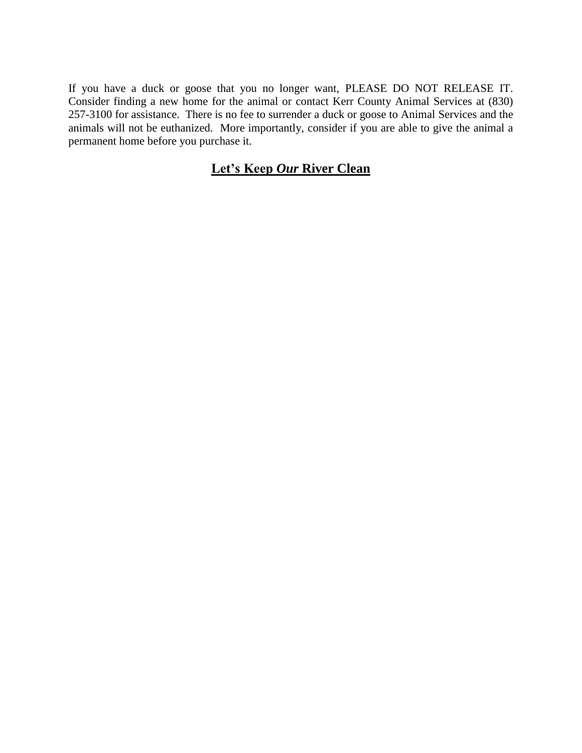If you have a duck or goose that you no longer want, PLEASE DO NOT RELEASE IT. Consider finding a new home for the animal or contact Kerr County Animal Services at (830) 257-3100 for assistance. There is no fee to surrender a duck or goose to Animal Services and the animals will not be euthanized. More importantly, consider if you are able to give the animal a permanent home before you purchase it.

## **Let's Keep *Our* River Clean**